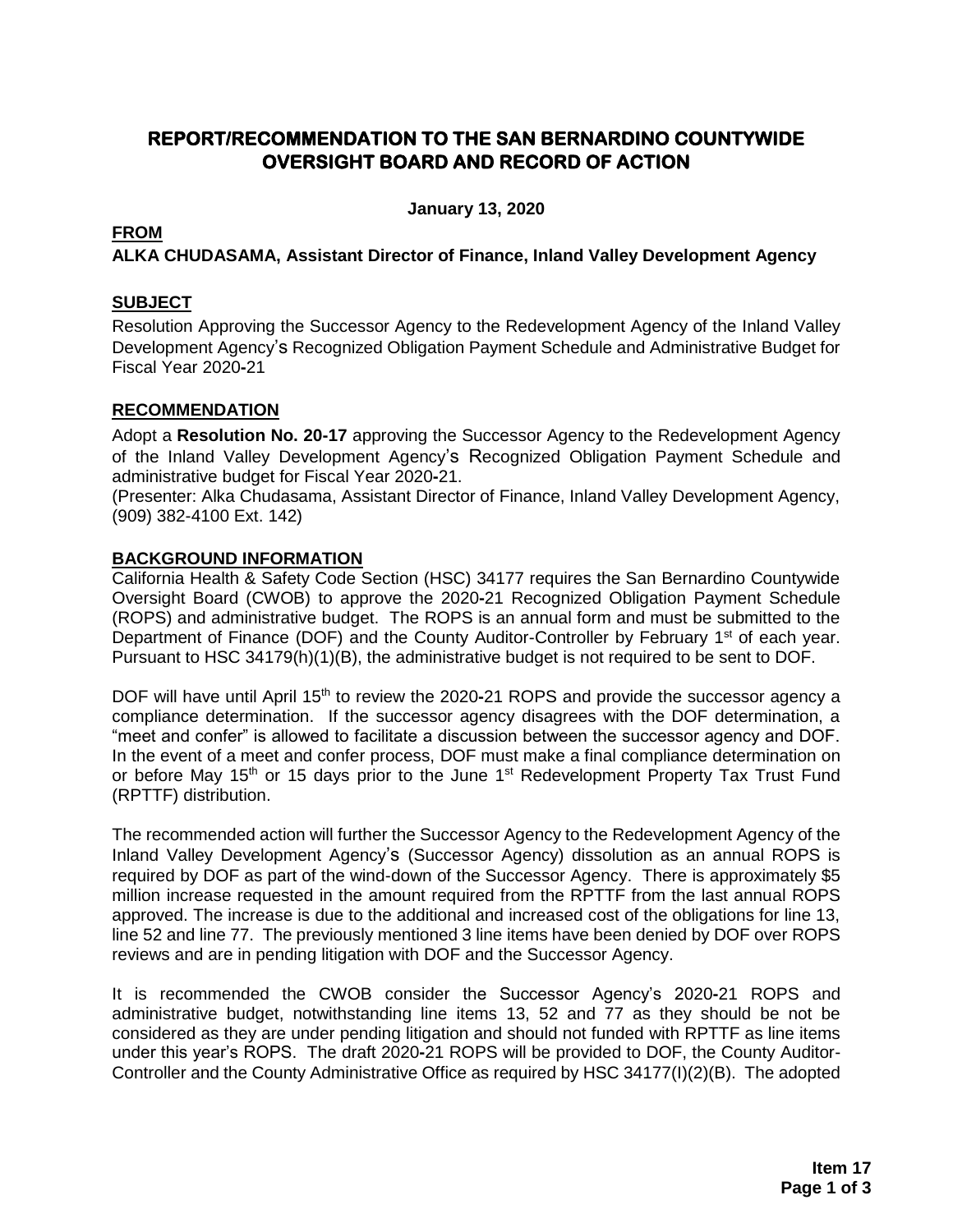# REPORT/RECOMMENDATION TO THE SAN BERNARDINO COUNTYWIDE OVERSIGHT BOARD AND RECORD OF ACTION

**January 13, 2020**

**FROM**

**ALKA CHUDASAMA, Assistant Director of Finance, Inland Valley Development Agency**

## SUBJECT

Resolution Approving the Successor Agency to the Redevelopment Agency of the Inland Valley Development Agency's Recognized Obligation Payment Schedule and Administrative Budget for Fiscal Year 2020-21

## RECOMMENDATION

Adopt a **Resolution No. 20-17** approving the Successor Agency to the Redevelopment Agency of the Inland Valley Development Agency's Recognized Obligation Payment Schedule and administrative budget for Fiscal Year 2020-21.
(Presenter: Alka Chudasama, Assistant Director of Finance, Inland Valley Development Agency, (909) 382-4100 Ext. 142)

## BACKGROUND INFORMATION

California Health & Safety Code Section (HSC) 34177 requires the San Bernardino Countywide Oversight Board (CWOB) to approve the 2020-21 Recognized Obligation Payment Schedule (ROPS) and administrative budget. The ROPS is an annual form and must be submitted to the Department of Finance (DOF) and the County Auditor-Controller by February 1st of each year. Pursuant to HSC 34179(h)(1)(B), the administrative budget is not required to be sent to DOF.

DOF will have until April 15th to review the 2020-21 ROPS and provide the successor agency a compliance determination. If the successor agency disagrees with the DOF determination, a "meet and confer" is allowed to facilitate a discussion between the successor agency and DOF. In the event of a meet and confer process, DOF must make a final compliance determination on or before May 15th or 15 days prior to the June 1st Redevelopment Property Tax Trust Fund (RPTTF) distribution.

The recommended action will further the Successor Agency to the Redevelopment Agency of the Inland Valley Development Agency's (Successor Agency) dissolution as an annual ROPS is required by DOF as part of the wind-down of the Successor Agency. There is approximately $5 million increase requested in the amount required from the RPTTF from the last annual ROPS approved. The increase is due to the additional and increased cost of the obligations for line 13, line 52 and line 77. The previously mentioned 3 line items have been denied by DOF over ROPS reviews and are in pending litigation with DOF and the Successor Agency.

It is recommended the CWOB consider the Successor Agency's 2020-21 ROPS and administrative budget, notwithstanding line items 13, 52 and 77 as they should be not be considered as they are under pending litigation and should not funded with RPTTF as line items under this year's ROPS. The draft 2020-21 ROPS will be provided to DOF, the County Auditor-Controller and the County Administrative Office as required by HSC 34177(I)(2)(B). The adopted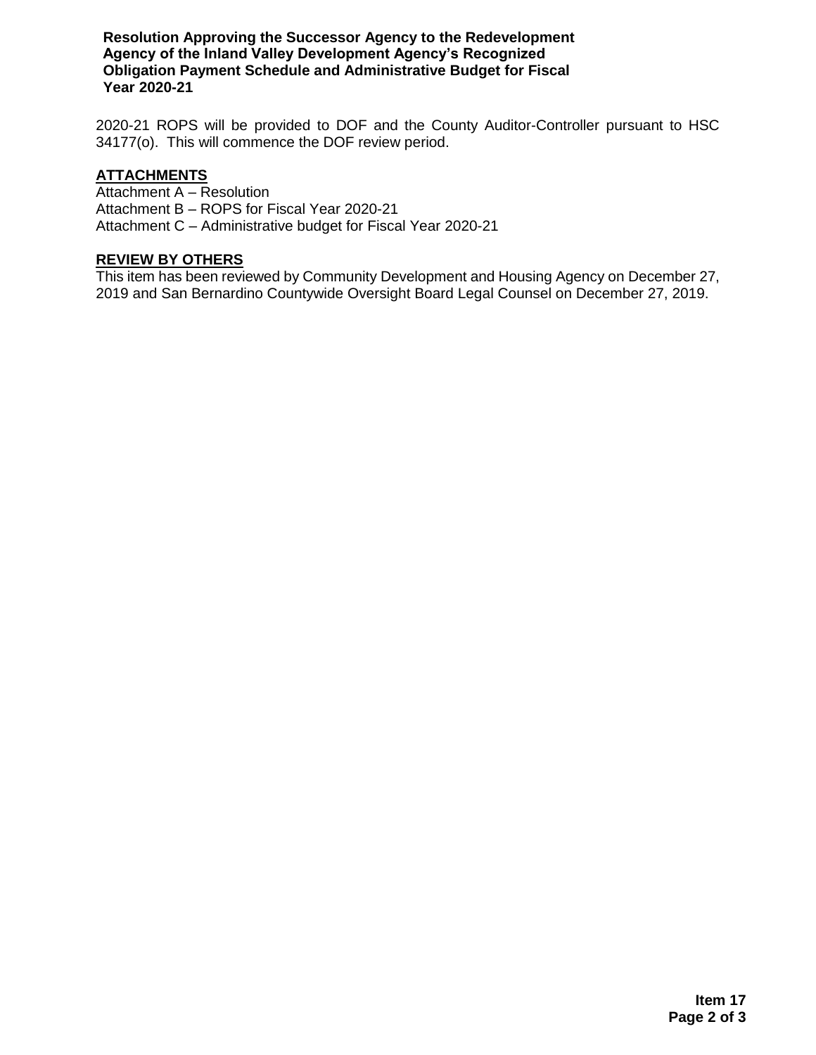2020-21 ROPS will be provided to DOF and the County Auditor-Controller pursuant to HSC 34177(o). This will commence the DOF review period.

## ATTACHMENTS

Attachment A – Resolution
Attachment B – ROPS for Fiscal Year 2020-21
Attachment C – Administrative budget for Fiscal Year 2020-21

## REVIEW BY OTHERS

This item has been reviewed by Community Development and Housing Agency on December 27, 2019 and San Bernardino Countywide Oversight Board Legal Counsel on December 27, 2019.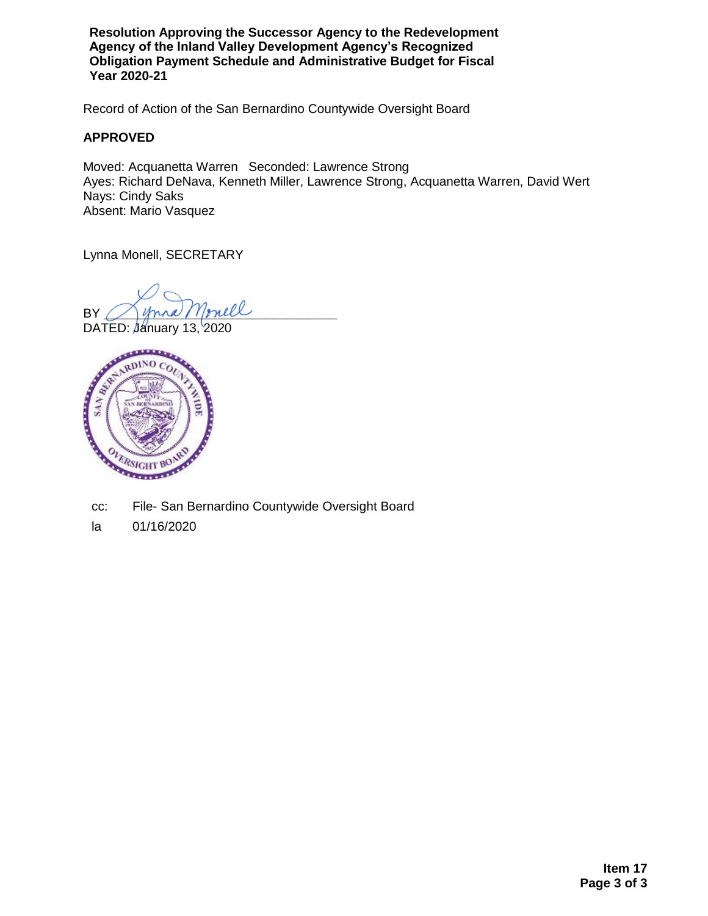**Resolution Approving the Successor Agency to the Redevelopment Agency of the Inland Valley Development Agency's Recognized Obligation Payment Schedule and Administrative Budget for Fiscal Year 2020-21**

Record of Action of the San Bernardino Countywide Oversight Board

**APPROVED**

Moved: Acquanetta Warren Seconded: Lawrence Strong
Ayes: Richard DeNava, Kenneth Miller, Lawrence Strong, Acquanetta Warren, David Wert
Nays: Cindy Saks
Absent: Mario Vasquez

Lynna Monell, SECRETARY

BY ______________________________

DATED: January 13, 2020

cc: File- San Bernardino Countywide Oversight Board

la 01/16/2020

**Item 17**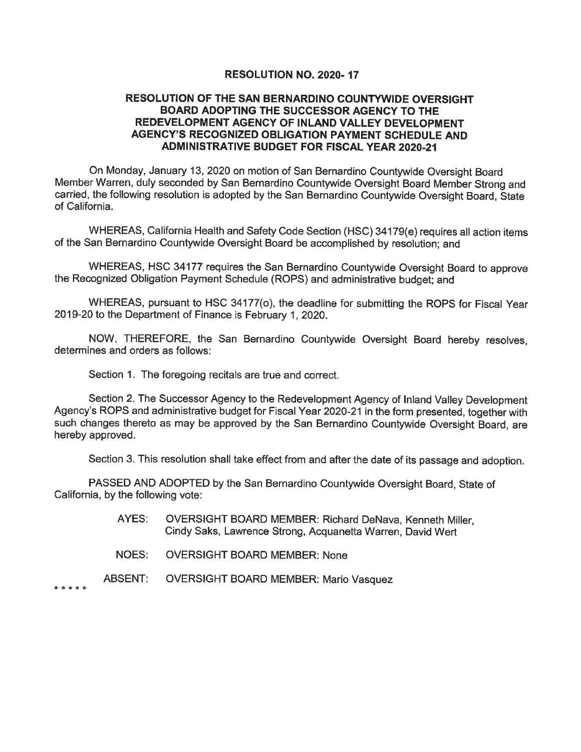**RESOLUTION NO. 2020- 17**

**RESOLUTION OF THE SAN BERNARDINO COUNTYWIDE OVERSIGHT BOARD ADOPTING THE SUCCESSOR AGENCY TO THE REDEVELOPMENT AGENCY OF INLAND VALLEY DEVELOPMENT AGENCY'S RECOGNIZED OBLIGATION PAYMENT SCHEDULE AND ADMINISTRATIVE BUDGET FOR FISCAL YEAR 2020-21**

On Monday, January 13, 2020 on motion of San Bernardino Countywide Oversight Board Member Warren, duly seconded by San Bernardino Countywide Oversight Board Member Strong and carried, the following resolution is adopted by the San Bernardino Countywide Oversight Board, State of California.

WHEREAS, California Health and Safety Code Section (HSC) 34179(e) requires all action items of the San Bernardino Countywide Oversight Board be accomplished by resolution; and

WHEREAS, HSC 34177 requires the San Bernardino Countywide Oversight Board to approve the Recognized Obligation Payment Schedule (ROPS) and administrative budget; and

WHEREAS, pursuant to HSC 34177(o), the deadline for submitting the ROPS for Fiscal Year 2019-20 to the Department of Finance is February 1, 2020.

NOW, THEREFORE, the San Bernardino Countywide Oversight Board hereby resolves, determines and orders as follows:

Section 1. The foregoing recitals are true and correct.

Section 2. The Successor Agency to the Redevelopment Agency of Inland Valley Development Agency's ROPS and administrative budget for Fiscal Year 2020-21 in the form presented, together with such changes thereto as may be approved by the San Bernardino Countywide Oversight Board, are hereby approved.

Section 3. This resolution shall take effect from and after the date of its passage and adoption.

PASSED AND ADOPTED by the San Bernardino Countywide Oversight Board, State of California, by the following vote:

AYES: OVERSIGHT BOARD MEMBER: Richard DeNava, Kenneth Miller, Cindy Saks, Lawrence Strong, Acquanetta Warren, David Wert

NOES: OVERSIGHT BOARD MEMBER: None

ABSENT: OVERSIGHT BOARD MEMBER: Mario Vasquez

\* \* \* \* \*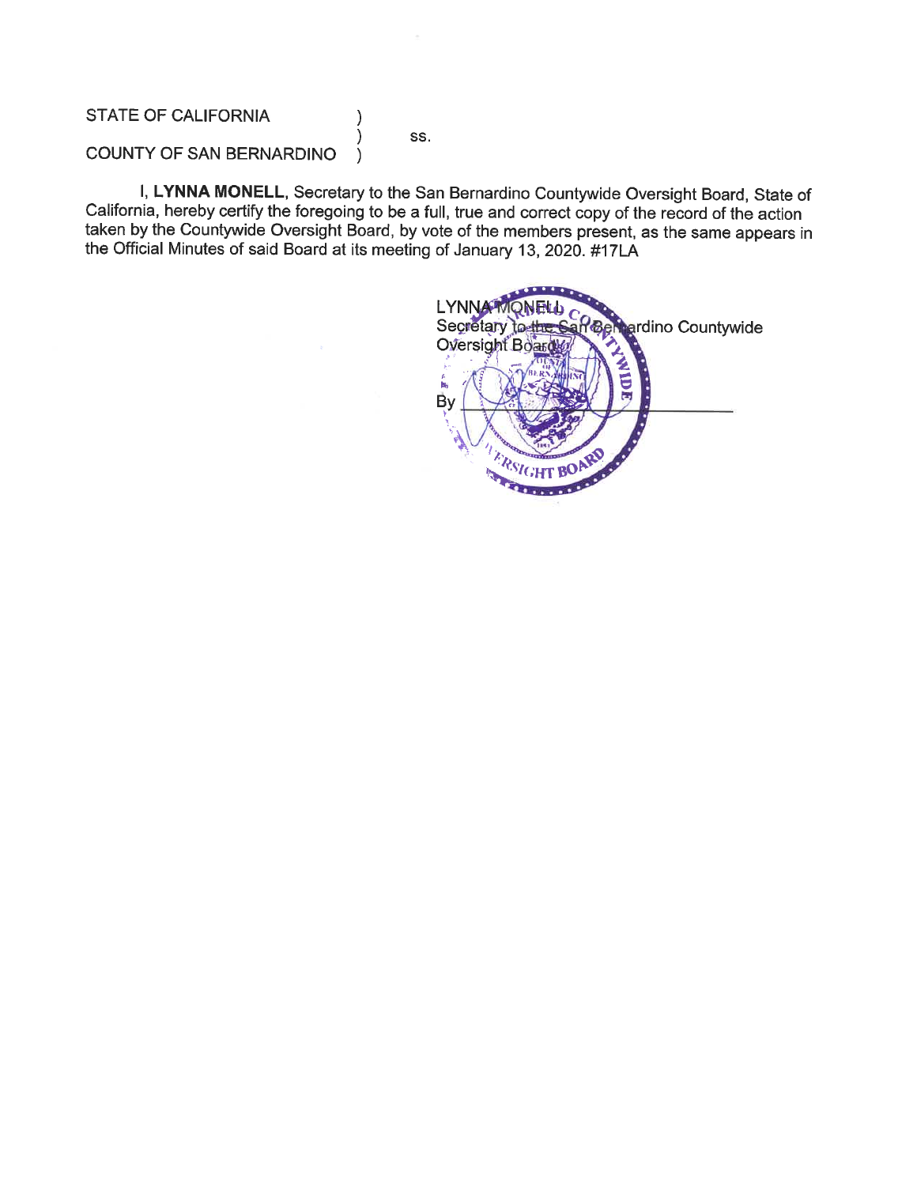STATE OF CALIFORNIA )
) ss.
COUNTY OF SAN BERNARDINO )

I, **LYNNA MONELL**, Secretary to the San Bernardino Countywide Oversight Board, State of California, hereby certify the foregoing to be a full, true and correct copy of the record of the action taken by the Countywide Oversight Board, by vote of the members present, as the same appears in the Official Minutes of said Board at its meeting of January 13, 2020. #17LA

LYNNA MONELL
Secretary to the San Bernardino Countywide Oversight Board

By ______________________________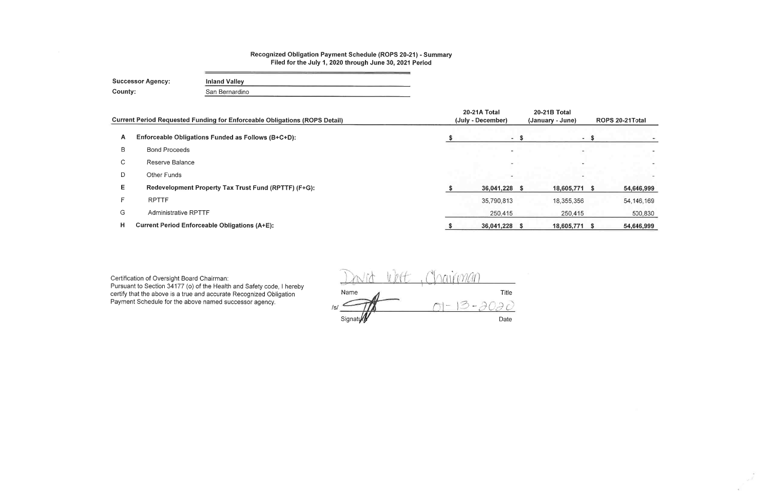**Recognized Obligation Payment Schedule (ROPS 20-21) - Summary**
**Filed for the July 1, 2020 through June 30, 2021 Period**

**Successor Agency:** **Inland Valley**

**County:** San Bernardino

| | Current Period Requested Funding for Enforceable Obligations (ROPS Detail) | 20-21A Total (July - December) | 20-21B Total (January - June) | ROPS 20-21Total |
|---|---|---|---|---|
| A | **Enforceable Obligations Funded as Follows (B+C+D):** | $ - | $ - | $ - |
| B | Bond Proceeds | - | - | - |
| C | Reserve Balance | - | - | - |
| D | Other Funds | - | - | - |
| E | **Redevelopment Property Tax Trust Fund (RPTTF) (F+G):** | $ 36,041,228 | $ 18,605,771 | $ 54,646,999 |
| F | RPTTF | 35,790,813 | 18,355,356 | 54,146,169 |
| G | Administrative RPTTF | 250,415 | 250,415 | 500,830 |
| H | **Current Period Enforceable Obligations (A+E):** | $ 36,041,228 | $ 18,605,771 | $ 54,646,999 |

Certification of Oversight Board Chairman:
Pursuant to Section 34177 (o) of the Health and Safety code, I hereby certify that the above is a true and accurate Recognized Obligation Payment Schedule for the above named successor agency.

David Wert, Chairman

Name Title

/s/ [Signature] 01-13-2020

Signature Date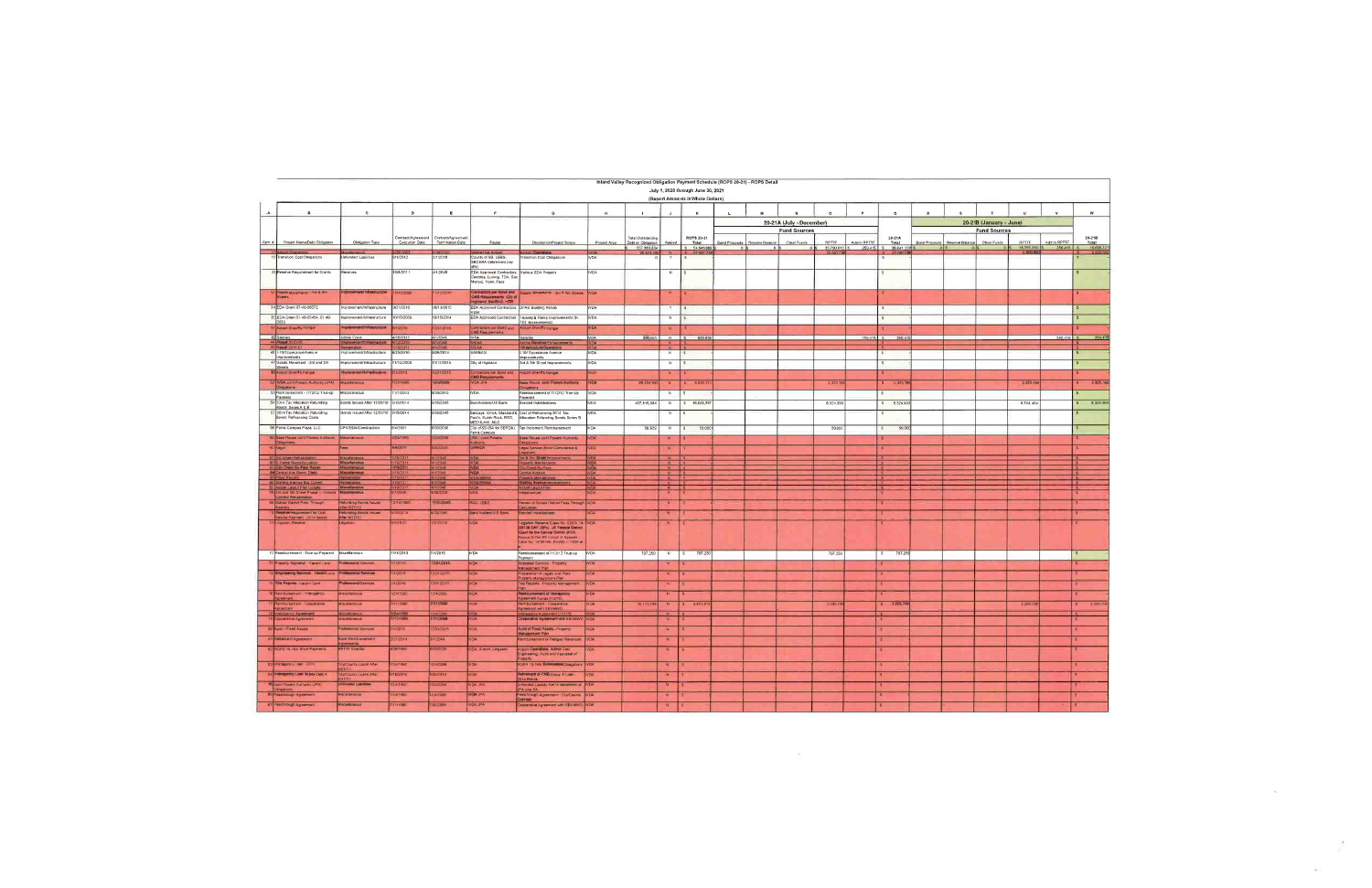# Inland Valley Recognized Obligation Payment Schedule (ROPS 20-21) - ROPS Detail

**July 1, 2020 through June 30, 2021**

**(Report Amounts in Whole Dollars)**

| A | B | C | D | E | F | G | H | I | J | K | L | M | N | O | P | Q | R | S | T | U | V | W |
|---|---|---|---|---|---|---|---|---|---|---|---|---|---|---|---|---|---|---|---|---|---|---|
| | | | | | | | | | | | 20-21A (July - December) | | | | | | 20-21B (January - June) | | | | | |
| | | | | | | | | | | | Fund Sources | | | | | | Fund Sources | | | | | |
| Item # | Project Name/Debt Obligation | Obligation Type | Contract/Agreement Execution Date | Contract/Agreement Termination Date | Payee | Description/Project Scope | Project Area | Total Outstanding Debt or Obligation | Retired | ROPS 20-21 Total | Bond Proceeds | Reserve Balance | Other Funds | RPTTF | Admin RPTTF | 20-21A Total | Bond Proceeds | Reserve Balance | Other Funds | RPTTF | Admin RPTTF | 20-21B Total |
| 11 | Transition Cost Obligations | Unfunded Liabilities | 2/1/2012 | 2/1/2018 | County of SB, LIUNA, SBCERA | Transition Cost Obligations | IVDA | 0 | Y | $ - | | | | | | $ - | | | | | | $ - |
| 22 | Reserve Requirement for Grants | Reserves | 3/8/2011 | 4/1/2048 | EDA Approved Contractors | Various EDA Projects | IVDA | | N | $ - | | | | | | $ - | | | | | | $ - |
| 34 | EDA Grant 07-49-05572 | Improvement/Infrastructure | 9/21/2010 | 10/13/2015 | EDA Approved Contractors | Building Rehab | IVDA | | Y | $ - | | | | | | $ - | | | | | | $ - |
| 35 | EDA Grant 07-49-05454 | Improvement/Infrastructure | 10/15/2009 | 10/15/2014 | EDA Approved Contractors | Improvements | IVDA | | N | $ - | | | | | | $ - | | | | | | $ - |
| 42 | Salaries | Admin Costs | 4/29/2011 | 6/1/2048 | IVDA | Salaries | IVDA | 500,000 | N | $ 500,000 | | | | | 250,000 | $ 250,000 | | | | | 250,000 | $ 250,000 |
| 47 | Streets Movement - 3rd and 5th Streets | Improvement/Infrastructure | | | City of Highland | 3rd & 5th Street Improvements | IVDA | | N | $ - | | | | | | $ - | | | | | | $ - |
| 52 | SBIA Joint Powers Authority (JPA) Obligations | Miscellaneous | | | SBIA JPA | Base Reuse Joint Powers Authority Obligations | IVDA | | N | $ 4,662,372 | | | | 2,331,186 | | $ 2,331,186 | | | | 2,331,186 | | $ 2,331,186 |
| 53 | Reimbursement - 7/1/2012 True-up Payment | Miscellaneous | | | IVDA | Reimbursement of 7/1/2012 True-up Payment | IVDA | | N | $ - | | | | | | $ - | | | | | | $ - |
| 55 | Tax Allocation Refunding Bonds Series A & B | Bonds Issued After 12/31/10 | 3/13/2014 | 9/1/2045 | Bondholders/US Bank | Bonded Indebtedness | IVDA | 407,816,584 | N | $ 18,649,... | | | | 9,324,... | | $ 9,324,... | | | | 9,324,... | | $ 9,324,... |
| 57 | 2014 Tax Allocation Refunding Bonds Refinancing Costs | Bonds Issued After 12/31/10 | | | | Cost of Refinancing 2014 Tax Allocation Refunding Bonds | IVDA | | N | $ - | | | | | | $ - | | | | | | $ - |
| 58 | Palm Campus Plaza, LLC | OPA/DDA/Construction | | | Palm Campus | Tax Increment Reimbursement | IVDA | 58,329 | N | $ 50,000 | | | | 50,000 | | $ 50,000 | | | | | | $ - |
| 77 | Reimbursement - True-up Payment | Miscellaneous | 11/1/2013 | 7/1/2015 | IVDA | Reimbursement of 7/1/12 True-up Payment | IVDA | 797,250 | N | $ 797,250 | | | | 797,250 | | $ 797,250 | | | | | | $ - |
| | Reimbursement - Cooperative Agreement | Miscellaneous | | | IVDA | Reimbursement - Cooperative Agreement | IVDA | | N | $ 4,651,412 | | | | 2,325,706 | | $ 2,325,706 | | | | 2,325,706 | | $ 2,325,706 |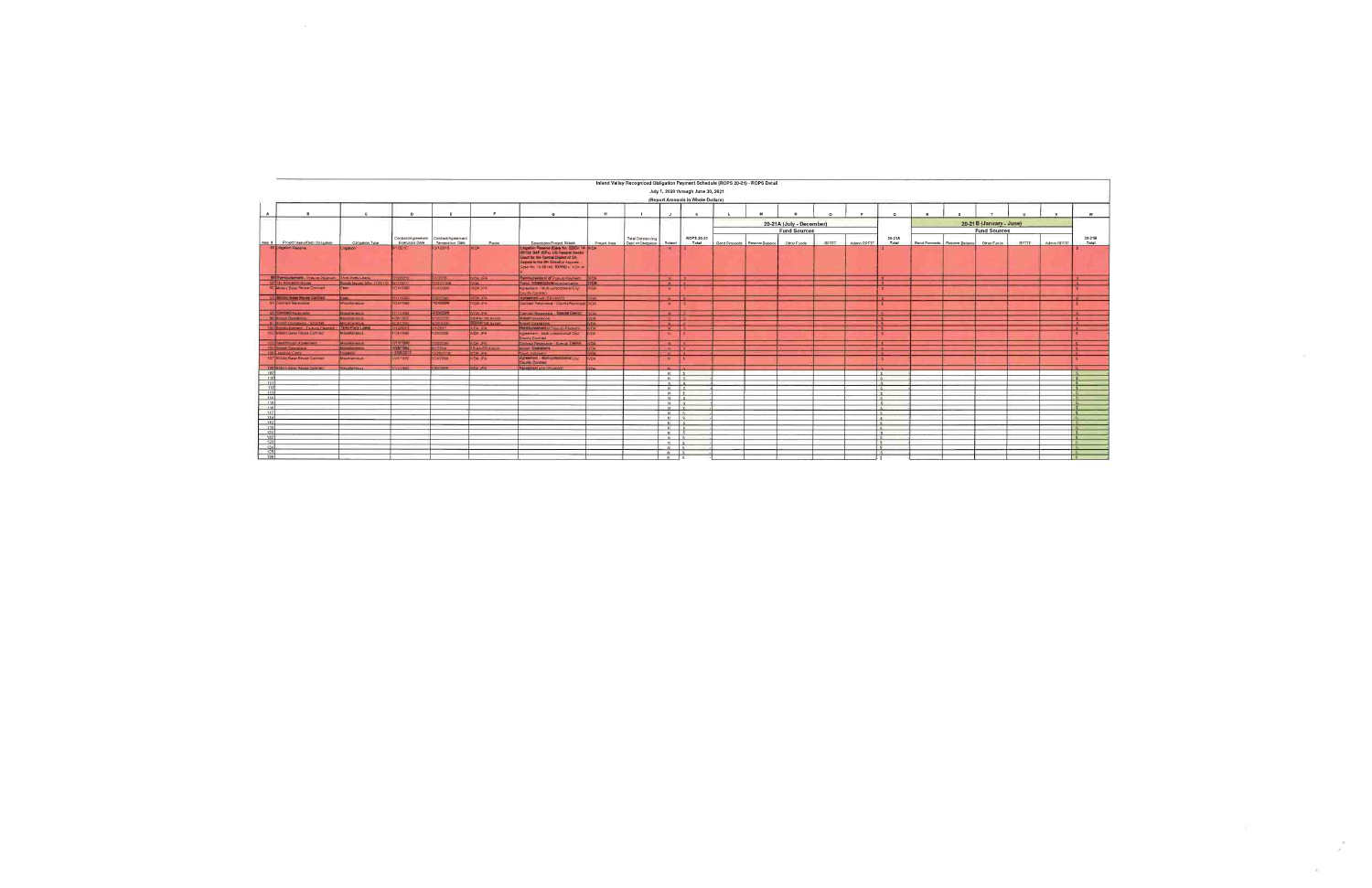# Inland Valley Recognized Obligation Payment Schedule (ROPS 20-21) - ROPS Detail

July 1, 2020 through June 30, 2021

(Report Amounts in Whole Dollars)

| A | B | C | D | E | F | G | H | I | J | K | L | M | N | O | P | Q | R | S | T | U | V | W |
|---|---|---|---|---|---|---|---|---|---|---|---|---|---|---|---|---|---|---|---|---|---|---|
| | | | | | | | | | | | 20-21A (July - December) | | | | | | 20-21B (January - June) | | | | | |
| | | | | | | | | | | | Fund Sources | | | | | | Fund Sources | | | | | |
| Item # | Project Name/Debt Obligation | Obligation Type | Contract/Agreement Execution Date | Contract/Agreement Termination Date | Payee | Description/Project Scope | Project Area | Total Outstanding Debt or Obligation | Retired | ROPS 20-21 Total | Bond Proceeds | Reserve Balance | Other Funds | RPTTF | Admin RPTTF | 20-21A Total | Bond Proceeds | Reserve Balance | Other Funds | RPTTF | Admin RPTTF | 20-21B Total |
| 88 | Litigation Reserve | Litigation | 8/1/2012 | 12/1/2016 | IVDA | Litigation Reserve (Case No. EDCV 14-00736 SVW (SPx), US Federal District Court for the Central District of CA; Appeal to the 9th Circuit of Appeals Case No. 14-56148, SVW(SP)x, 9 Cir. W.) | IVDA | | N | $- | | | | | | $- | | | | | | $- |
| 89 | Reimbursement - Tippecanoe Interchange | Third-Party Loans | | | IVDA JPA | Reimbursement of Tippecanoe Interchange | IVDA | | N | $- | | | | | | $- | | | | | | $- |
| 90 | Tax Allocation Bonds | Bonds Issued After 12/31/10 | | | IVDA | Tippecanoe Infrastructure Improvements | IVDA | | N | $- | | | | | | $- | | | | | | $- |
| 92 | Mobility Base Reuse Contract | Fees | | | IVDA JPA | Agreement - Multi-Jurisdictional City County Contract | IVDA | | N | $- | | | | | | $- | | | | | | $- |
| 93 | Military Base Reuse Contract | Fees | | | IVDA JPA | Agreement with SBIAA/SB | IVDA | | N | $- | | | | | | $- | | | | | | $- |
| 94 | Contract Receivable | Miscellaneous | | | IVDA JPA | Contract Receivable - County/Municipal | IVDA | | N | $- | | | | | | $- | | | | | | $- |
| 95 | Contract Receivable | Miscellaneous | | | IVDA JPA | Contract Receivable - Special District | IVDA | | N | $- | | | | | | $- | | | | | | $- |
| 96 | Airport Operations | Miscellaneous | | | | Airport Operations | IVDA | | N | $- | | | | | | $- | | | | | | $- |
| 97 | Airport Operations - SBIAA | Miscellaneous | | | | Airport Operations | IVDA | | N | $- | | | | | | $- | | | | | | $- |
| 101 | Reimbursement - Tippecanoe Interchange | Third-Party Loans | | | IVDA JPA | Reimbursement of Tippecanoe Interchange | IVDA | | N | $- | | | | | | $- | | | | | | $- |
| 102 | Military Base Reuse Contract | Miscellaneous | | | IVDA JPA | Agreement - Multi-Jurisdictional City County Contract | IVDA | | N | $- | | | | | | $- | | | | | | $- |
| 103 | Passthrough Agreement | Miscellaneous | | | IVDA JPA | Contract Receivable - Special District | IVDA | | N | $- | | | | | | $- | | | | | | $- |
| 104 | Airport Operations | Miscellaneous | | | | Airport Operations | IVDA | | N | $- | | | | | | $- | | | | | | $- |
| 105 | Litigation Costs | Litigation | | | IVDA JPA | Fraud Litigation | IVDA | | N | $- | | | | | | $- | | | | | | $- |
| 107 | Military Base Reuse Contract | Miscellaneous | | | IVDA JPA | Agreement - Multi-Jurisdictional City County Contract | IVDA | | N | $- | | | | | | $- | | | | | | $- |
| 108 | Military Base Reuse Contract | Miscellaneous | | | IVDA JPA | Agreement with SBIAA/SB | IVDA | | N | $- | | | | | | $- | | | | | | $- |
| 109 | | | | | | | | | N | $- | | | | | | $- | | | | | | $- |
| 110 | | | | | | | | | N | $- | | | | | | $- | | | | | | $- |
| 111 | | | | | | | | | N | $- | | | | | | $- | | | | | | $- |
| 112 | | | | | | | | | N | $- | | | | | | $- | | | | | | $- |
| 113 | | | | | | | | | N | $- | | | | | | $- | | | | | | $- |
| 114 | | | | | | | | | N | $- | | | | | | $- | | | | | | $- |
| 115 | | | | | | | | | N | $- | | | | | | $- | | | | | | $- |
| 116 | | | | | | | | | N | $- | | | | | | $- | | | | | | $- |
| 117 | | | | | | | | | N | $- | | | | | | $- | | | | | | $- |
| 118 | | | | | | | | | N | $- | | | | | | $- | | | | | | $- |
| 119 | | | | | | | | | N | $- | | | | | | $- | | | | | | $- |
| 120 | | | | | | | | | N | $- | | | | | | $- | | | | | | $- |
| 121 | | | | | | | | | N | $- | | | | | | $- | | | | | | $- |
| 122 | | | | | | | | | N | $- | | | | | | $- | | | | | | $- |
| 123 | | | | | | | | | N | $- | | | | | | $- | | | | | | $- |
| 124 | | | | | | | | | N | $- | | | | | | $- | | | | | | $- |
| 125 | | | | | | | | | N | $- | | | | | | $- | | | | | | $- |
| 126 | | | | | | | | | N | $- | | | | | | $- | | | | | | $- |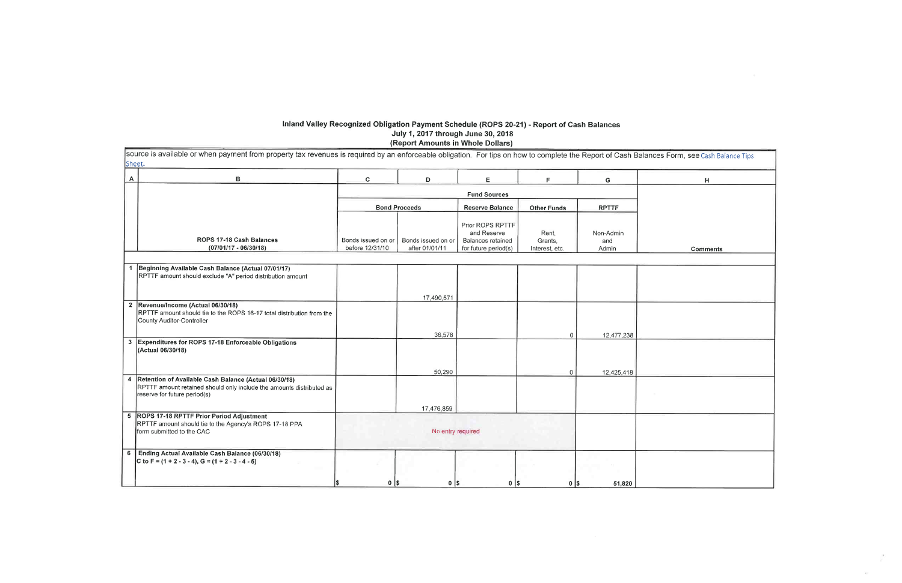# Inland Valley Recognized Obligation Payment Schedule (ROPS 20-21) - Report of Cash Balances
## July 1, 2017 through June 30, 2018
### (Report Amounts in Whole Dollars)

source is available or when payment from property tax revenues is required by an enforceable obligation. For tips on how to complete the Report of Cash Balances Form, see Cash Balance Tips Sheet.

| A | B | C | D | E | F | G | H |
|---|---|---|---|---|---|---|---|
| | | Fund Sources | | | | | |
| | | Bond Proceeds | | Reserve Balance | Other Funds | RPTTF | |
| | ROPS 17-18 Cash Balances (07/01/17 - 06/30/18) | Bonds issued on or before 12/31/10 | Bonds issued on or after 01/01/11 | Prior ROPS RPTTF and Reserve Balances retained for future period(s) | Rent, Grants, Interest, etc. | Non-Admin and Admin | Comments |
| 1 | **Beginning Available Cash Balance (Actual 07/01/17)** RPTTF amount should exclude "A" period distribution amount | | 17,490,571 | | | | |
| 2 | **Revenue/Income (Actual 06/30/18)** RPTTF amount should tie to the ROPS 16-17 total distribution from the County Auditor-Controller | | 36,578 | | 0 | 12,477,238 | |
| 3 | **Expenditures for ROPS 17-18 Enforceable Obligations (Actual 06/30/18)** | | 50,290 | | 0 | 12,425,418 | |
| 4 | **Retention of Available Cash Balance (Actual 06/30/18)** RPTTF amount retained should only include the amounts distributed as reserve for future period(s) | | 17,476,859 | | | | |
| 5 | **ROPS 17-18 RPTTF Prior Period Adjustment** RPTTF amount should tie to the Agency's ROPS 17-18 PPA form submitted to the CAC | No entry required | | | | | |
| 6 | **Ending Actual Available Cash Balance (06/30/18)** C to F = (1 + 2 - 3 - 4), G = (1 + 2 - 3 - 4 - 5) | $ 0 | $ 0 | $ 0 | $ 0 | $ 51,820 | |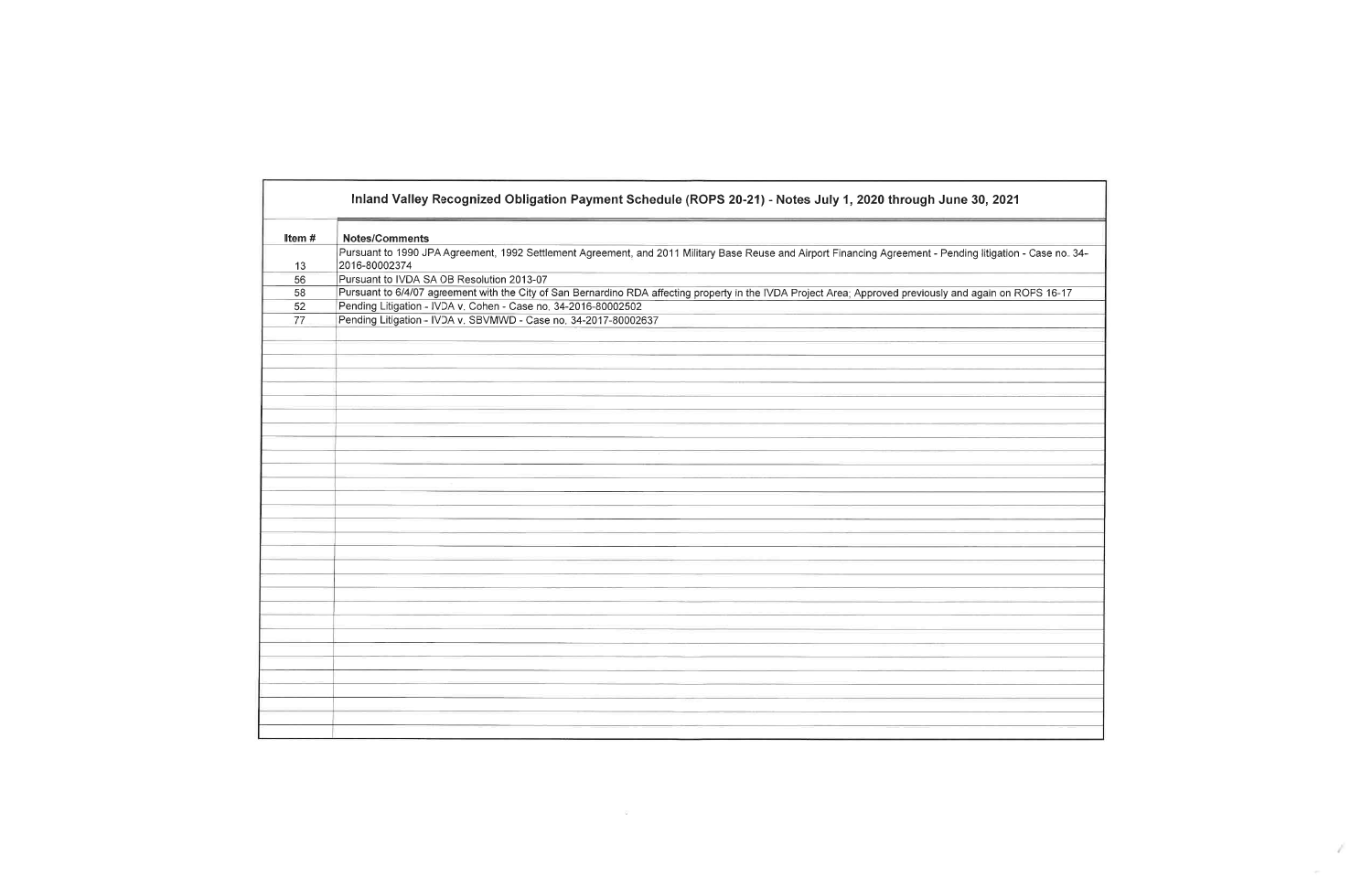## Inland Valley Recognized Obligation Payment Schedule (ROPS 20-21) - Notes July 1, 2020 through June 30, 2021

| Item # | Notes/Comments |
|---|---|
| 13 | Pursuant to 1990 JPA Agreement, 1992 Settlement Agreement, and 2011 Military Base Reuse and Airport Financing Agreement - Pending litigation - Case no. 34-2016-80002374 |
| 56 | Pursuant to IVDA SA OB Resolution 2013-07 |
| 58 | Pursuant to 6/4/07 agreement with the City of San Bernardino RDA affecting property in the IVDA Project Area; Approved previously and again on ROPS 16-17 |
| 52 | Pending Litigation - IVDA v. Cohen - Case no. 34-2016-80002502 |
| 77 | Pending Litigation - IVDA v. SBVMWD - Case no. 34-2017-80002637 |